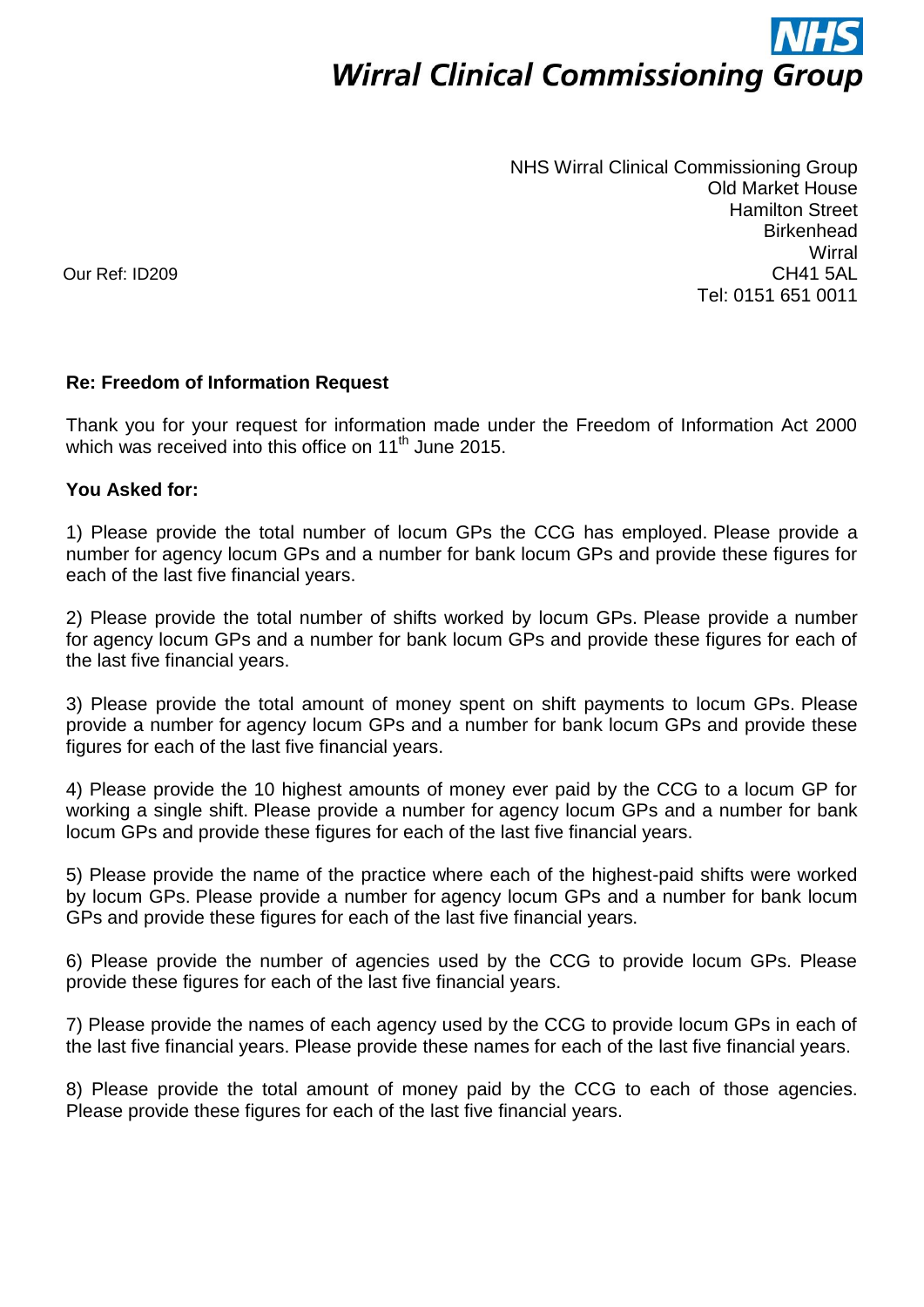# Wirral Clinical Commissioning Group

NHS Wirral Clinical Commissioning Group
Old Market House
Hamilton Street
Birkenhead
Wirral
CH41 5AL
Tel: 0151 651 0011

Our Ref: ID209

**Re: Freedom of Information Request**

Thank you for your request for information made under the Freedom of Information Act 2000 which was received into this office on 11th June 2015.

**You Asked for:**

1) Please provide the total number of locum GPs the CCG has employed. Please provide a number for agency locum GPs and a number for bank locum GPs and provide these figures for each of the last five financial years.

2) Please provide the total number of shifts worked by locum GPs. Please provide a number for agency locum GPs and a number for bank locum GPs and provide these figures for each of the last five financial years.

3) Please provide the total amount of money spent on shift payments to locum GPs. Please provide a number for agency locum GPs and a number for bank locum GPs and provide these figures for each of the last five financial years.

4) Please provide the 10 highest amounts of money ever paid by the CCG to a locum GP for working a single shift. Please provide a number for agency locum GPs and a number for bank locum GPs and provide these figures for each of the last five financial years.

5) Please provide the name of the practice where each of the highest-paid shifts were worked by locum GPs. Please provide a number for agency locum GPs and a number for bank locum GPs and provide these figures for each of the last five financial years.

6) Please provide the number of agencies used by the CCG to provide locum GPs. Please provide these figures for each of the last five financial years.

7) Please provide the names of each agency used by the CCG to provide locum GPs in each of the last five financial years. Please provide these names for each of the last five financial years.

8) Please provide the total amount of money paid by the CCG to each of those agencies. Please provide these figures for each of the last five financial years.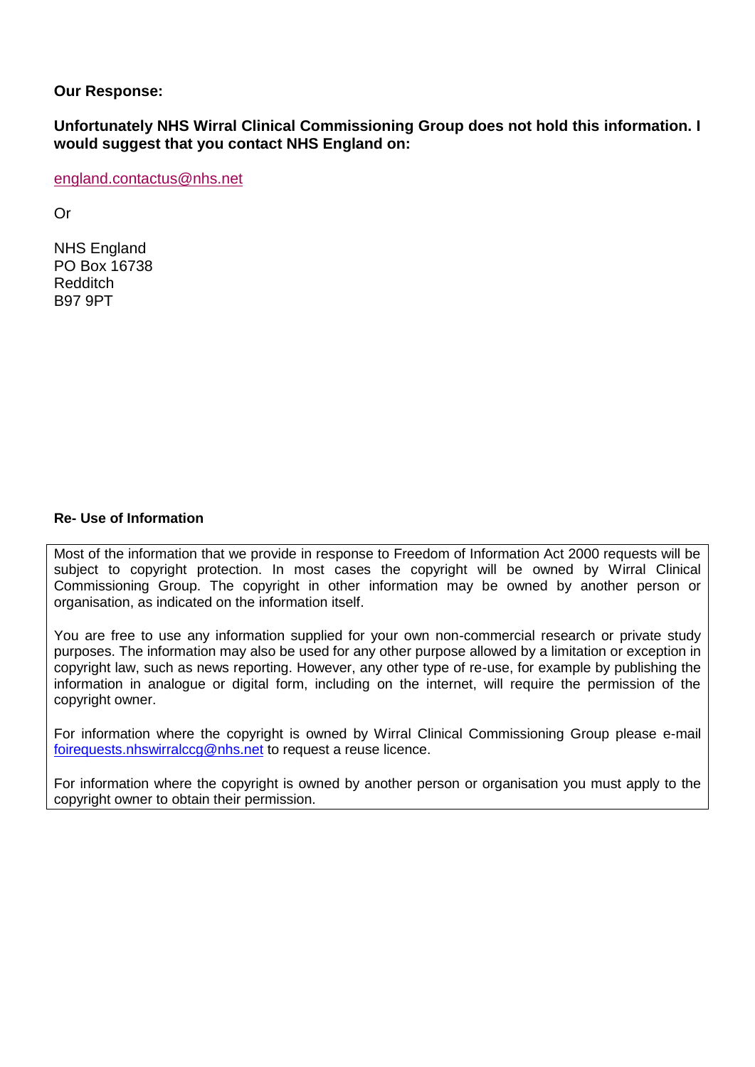**Our Response:**

**Unfortunately NHS Wirral Clinical Commissioning Group does not hold this information. I would suggest that you contact NHS England on:**

england.contactus@nhs.net

Or

NHS England
PO Box 16738
Redditch
B97 9PT

**Re- Use of Information**

Most of the information that we provide in response to Freedom of Information Act 2000 requests will be subject to copyright protection. In most cases the copyright will be owned by Wirral Clinical Commissioning Group. The copyright in other information may be owned by another person or organisation, as indicated on the information itself.

You are free to use any information supplied for your own non-commercial research or private study purposes. The information may also be used for any other purpose allowed by a limitation or exception in copyright law, such as news reporting. However, any other type of re-use, for example by publishing the information in analogue or digital form, including on the internet, will require the permission of the copyright owner.

For information where the copyright is owned by Wirral Clinical Commissioning Group please e-mail foirequests.nhswirralccg@nhs.net to request a reuse licence.

For information where the copyright is owned by another person or organisation you must apply to the copyright owner to obtain their permission.